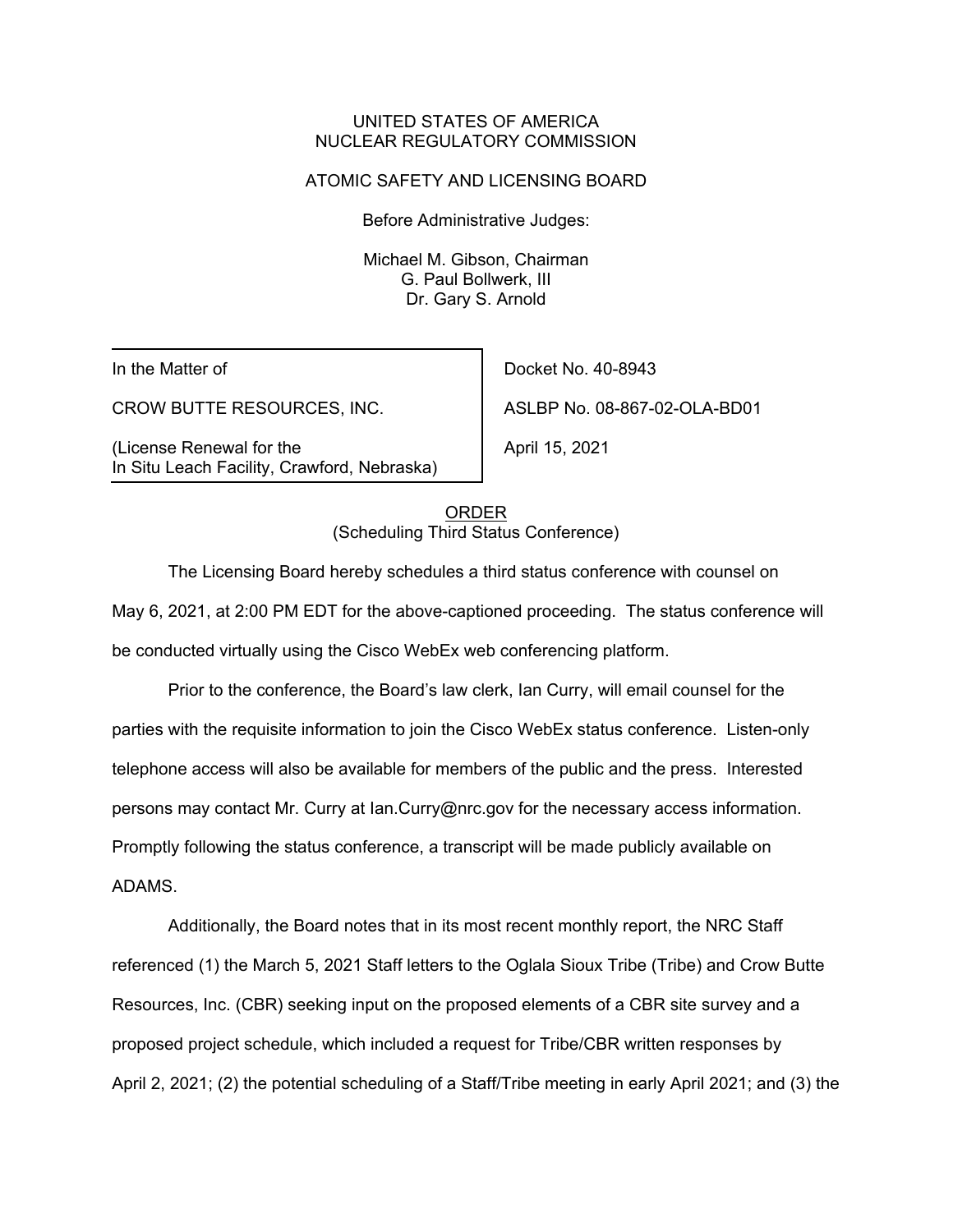UNITED STATES OF AMERICA
NUCLEAR REGULATORY COMMISSION

ATOMIC SAFETY AND LICENSING BOARD

Before Administrative Judges:

Michael M. Gibson, Chairman
G. Paul Bollwerk, III
Dr. Gary S. Arnold

| In the Matter of | Docket No. 40-8943 |
| --- | --- |
| CROW BUTTE RESOURCES, INC. | ASLBP No. 08-867-02-OLA-BD01 |
| (License Renewal for the In Situ Leach Facility, Crawford, Nebraska) | April 15, 2021 |

ORDER
(Scheduling Third Status Conference)

The Licensing Board hereby schedules a third status conference with counsel on May 6, 2021, at 2:00 PM EDT for the above-captioned proceeding. The status conference will be conducted virtually using the Cisco WebEx web conferencing platform.

Prior to the conference, the Board's law clerk, Ian Curry, will email counsel for the parties with the requisite information to join the Cisco WebEx status conference. Listen-only telephone access will also be available for members of the public and the press. Interested persons may contact Mr. Curry at Ian.Curry@nrc.gov for the necessary access information. Promptly following the status conference, a transcript will be made publicly available on ADAMS.

Additionally, the Board notes that in its most recent monthly report, the NRC Staff referenced (1) the March 5, 2021 Staff letters to the Oglala Sioux Tribe (Tribe) and Crow Butte Resources, Inc. (CBR) seeking input on the proposed elements of a CBR site survey and a proposed project schedule, which included a request for Tribe/CBR written responses by April 2, 2021; (2) the potential scheduling of a Staff/Tribe meeting in early April 2021; and (3) the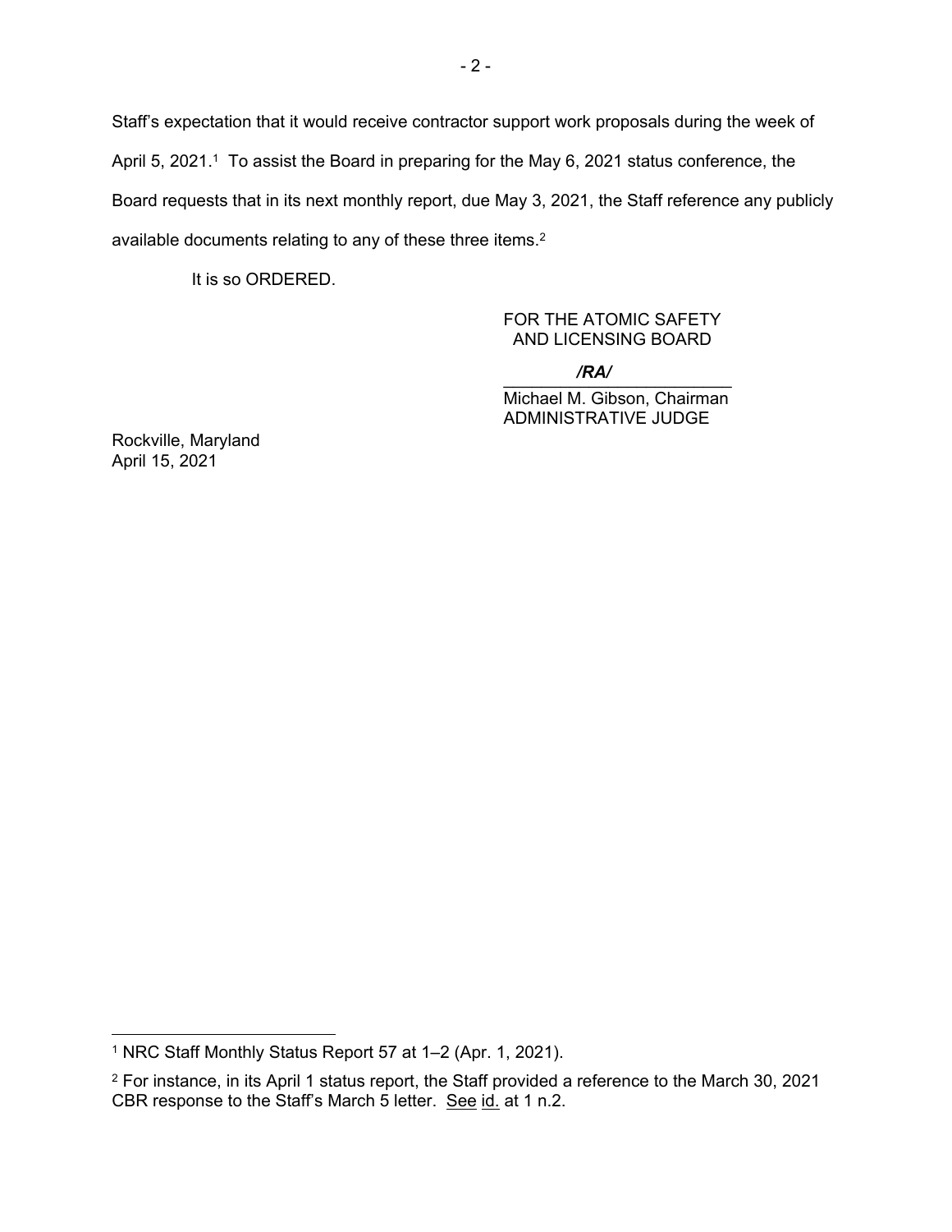Staff's expectation that it would receive contractor support work proposals during the week of April 5, 2021.[1] To assist the Board in preparing for the May 6, 2021 status conference, the Board requests that in its next monthly report, due May 3, 2021, the Staff reference any publicly available documents relating to any of these three items.[2]

It is so ORDERED.

FOR THE ATOMIC SAFETY AND LICENSING BOARD

***/RA/***

Michael M. Gibson, Chairman
ADMINISTRATIVE JUDGE

Rockville, Maryland
April 15, 2021

---

[1] NRC Staff Monthly Status Report 57 at 1–2 (Apr. 1, 2021).

[2] For instance, in its April 1 status report, the Staff provided a reference to the March 30, 2021 CBR response to the Staff's March 5 letter. See id. at 1 n.2.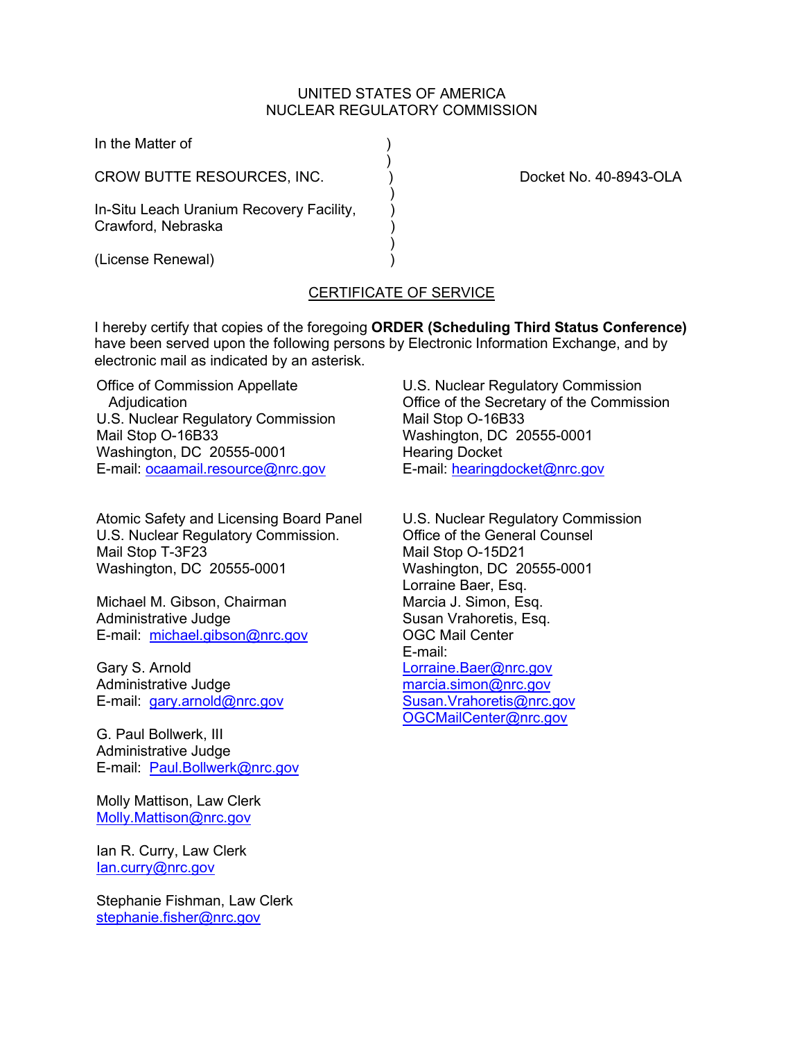UNITED STATES OF AMERICA
NUCLEAR REGULATORY COMMISSION

In the Matter of )
)
CROW BUTTE RESOURCES, INC. ) Docket No. 40-8943-OLA
)
In-Situ Leach Uranium Recovery Facility, )
Crawford, Nebraska )
)
(License Renewal) )

CERTIFICATE OF SERVICE

I hereby certify that copies of the foregoing **ORDER (Scheduling Third Status Conference)** have been served upon the following persons by Electronic Information Exchange, and by electronic mail as indicated by an asterisk.

Office of Commission Appellate Adjudication
U.S. Nuclear Regulatory Commission
Mail Stop O-16B33
Washington, DC 20555-0001
E-mail: ocaamail.resource@nrc.gov

U.S. Nuclear Regulatory Commission
Office of the Secretary of the Commission
Mail Stop O-16B33
Washington, DC 20555-0001
Hearing Docket
E-mail: hearingdocket@nrc.gov

Atomic Safety and Licensing Board Panel
U.S. Nuclear Regulatory Commission.
Mail Stop T-3F23
Washington, DC 20555-0001

Michael M. Gibson, Chairman
Administrative Judge
E-mail: michael.gibson@nrc.gov

Gary S. Arnold
Administrative Judge
E-mail: gary.arnold@nrc.gov

G. Paul Bollwerk, III
Administrative Judge
E-mail: Paul.Bollwerk@nrc.gov

Molly Mattison, Law Clerk
Molly.Mattison@nrc.gov

Ian R. Curry, Law Clerk
Ian.curry@nrc.gov

Stephanie Fishman, Law Clerk
stephanie.fisher@nrc.gov

U.S. Nuclear Regulatory Commission
Office of the General Counsel
Mail Stop O-15D21
Washington, DC 20555-0001
Lorraine Baer, Esq.
Marcia J. Simon, Esq.
Susan Vrahoretis, Esq.
OGC Mail Center
E-mail:
Lorraine.Baer@nrc.gov
marcia.simon@nrc.gov
Susan.Vrahoretis@nrc.gov
OGCMailCenter@nrc.gov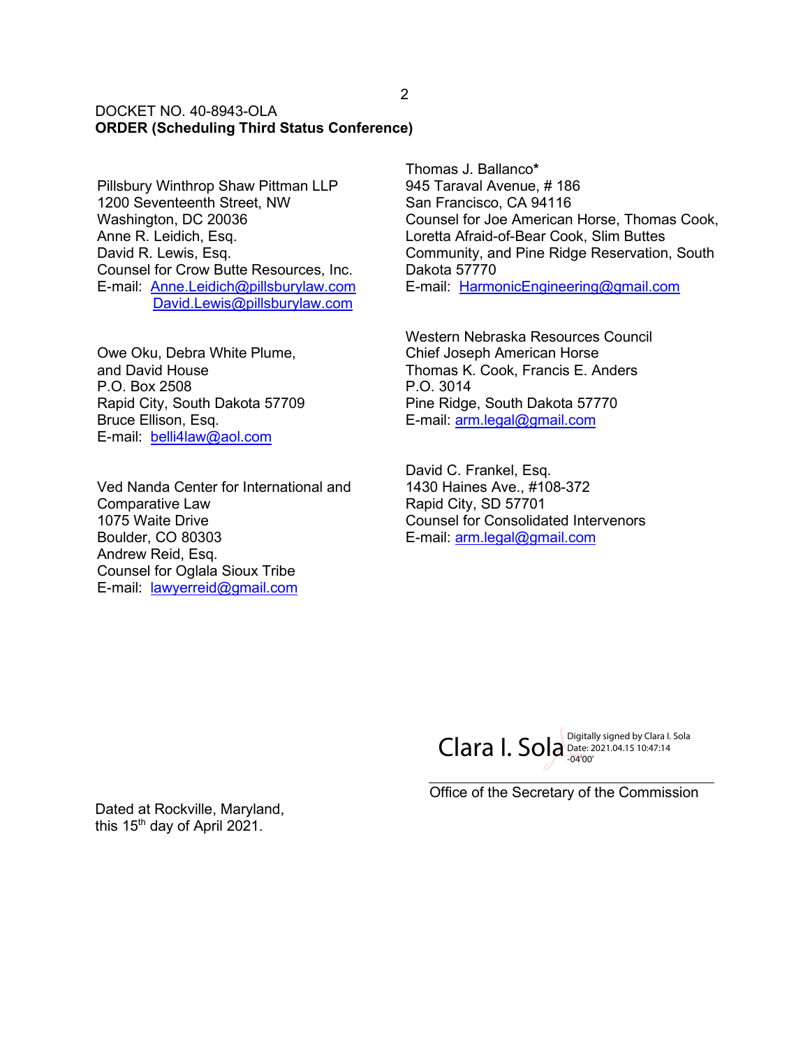DOCKET NO. 40-8943-OLA
**ORDER (Scheduling Third Status Conference)**

Pillsbury Winthrop Shaw Pittman LLP
1200 Seventeenth Street, NW
Washington, DC 20036
Anne R. Leidich, Esq.
David R. Lewis, Esq.
Counsel for Crow Butte Resources, Inc.
E-mail: Anne.Leidich@pillsburylaw.com
David.Lewis@pillsburylaw.com

Owe Oku, Debra White Plume,
and David House
P.O. Box 2508
Rapid City, South Dakota 57709
Bruce Ellison, Esq.
E-mail: belli4law@aol.com

Ved Nanda Center for International and Comparative Law
1075 Waite Drive
Boulder, CO 80303
Andrew Reid, Esq.
Counsel for Oglala Sioux Tribe
E-mail: lawyerreid@gmail.com

Thomas J. Ballanco*
945 Taraval Avenue, # 186
San Francisco, CA 94116
Counsel for Joe American Horse, Thomas Cook, Loretta Afraid-of-Bear Cook, Slim Buttes Community, and Pine Ridge Reservation, South Dakota 57770
E-mail: HarmonicEngineering@gmail.com

Western Nebraska Resources Council
Chief Joseph American Horse
Thomas K. Cook, Francis E. Anders
P.O. 3014
Pine Ridge, South Dakota 57770
E-mail: arm.legal@gmail.com

David C. Frankel, Esq.
1430 Haines Ave., #108-372
Rapid City, SD 57701
Counsel for Consolidated Intervenors
E-mail: arm.legal@gmail.com

Clara I. Sola
Digitally signed by Clara I. Sola
Date: 2021.04.15 10:47:14 -04'00'

Office of the Secretary of the Commission

Dated at Rockville, Maryland,
this 15th day of April 2021.